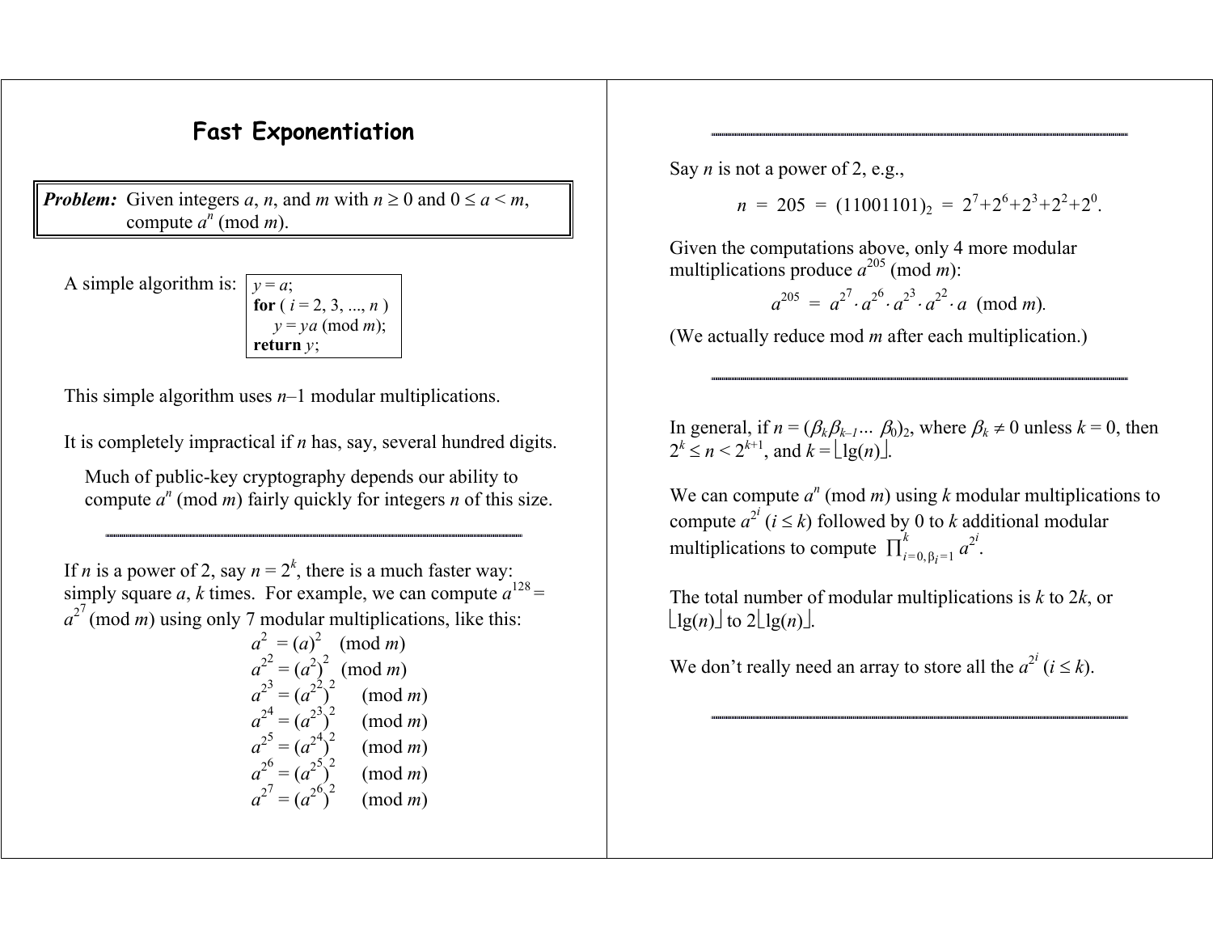# Fast Exponentiation

> ***Problem:*** Given integers $a$, $n$, and $m$ with $n \geq 0$ and $0 \leq a < m$, compute $a^n \pmod{m}$.

A simple algorithm is:

```
y = a;
for ( i = 2, 3, ..., n )
    y = ya (mod m);
return y;
```

This simple algorithm uses $n–1$ modular multiplications.

It is completely impractical if $n$ has, say, several hundred digits.

Much of public-key cryptography depends our ability to compute $a^n \pmod{m}$ fairly quickly for integers $n$ of this size.

---

If $n$ is a power of 2, say $n = 2^k$, there is a much faster way: simply square $a$, $k$ times. For example, we can compute $a^{128} = a^{2^7} \pmod{m}$ using only 7 modular multiplications, like this:

$$
\begin{aligned}
a^2 &= (a)^2 \pmod{m} \\
a^{2^2} &= (a^2)^2 \pmod{m} \\
a^{2^3} &= (a^{2^2})^2 \pmod{m} \\
a^{2^4} &= (a^{2^3})^2 \pmod{m} \\
a^{2^5} &= (a^{2^4})^2 \pmod{m} \\
a^{2^6} &= (a^{2^5})^2 \pmod{m} \\
a^{2^7} &= (a^{2^6})^2 \pmod{m}
\end{aligned}
$$

---

Say $n$ is not a power of 2, e.g.,

$$n = 205 = (11001101)_2 = 2^7+2^6+2^3+2^2+2^0.$$

Given the computations above, only 4 more modular multiplications produce $a^{205} \pmod{m}$:

$$a^{205} = a^{2^7} \cdot a^{2^6} \cdot a^{2^3} \cdot a^{2^2} \cdot a \pmod{m}.$$

(We actually reduce mod $m$ after each multiplication.)

---

In general, if $n = (\beta_k\beta_{k-1}\dots\ \beta_0)_2$, where $\beta_k \neq 0$ unless $k = 0$, then $2^k \leq n < 2^{k+1}$, and $k = \lfloor \lg(n) \rfloor$.

We can compute $a^n \pmod{m}$ using $k$ modular multiplications to compute $a^{2^i}$ $(i \leq k)$ followed by 0 to $k$ additional modular multiplications to compute $\prod_{i=0,\beta_i=1}^{k} a^{2^i}$.

The total number of modular multiplications is $k$ to $2k$, or $\lfloor \lg(n) \rfloor$ to $2\lfloor \lg(n) \rfloor$.

We don't really need an array to store all the $a^{2^i}$ $(i \leq k)$.

---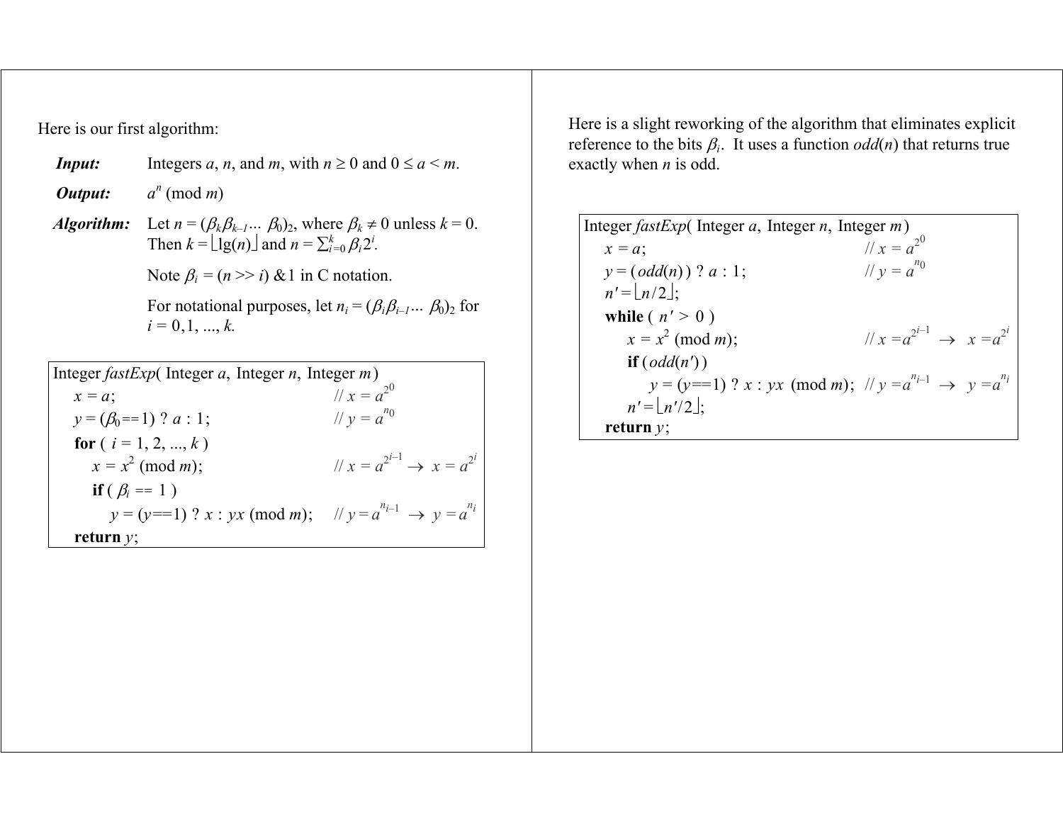Here is our first algorithm:

***Input:*** Integers $a$, $n$, and $m$, with $n \geq 0$ and $0 \leq a < m$.

***Output:*** $a^n \pmod{m}$

***Algorithm:*** Let $n = (\beta_k\beta_{k-1} \ldots \beta_0)_2$, where $\beta_k \neq 0$ unless $k = 0$. Then $k = \lfloor \lg(n) \rfloor$ and $n = \sum_{i=0}^{k} \beta_i 2^i$.

Note $\beta_i = (n >> i)$ &1 in C notation.

For notational purposes, let $n_i = (\beta_i\beta_{i-1} \ldots \beta_0)_2$ for $i = 0,1, \ldots, k$.

```
Integer fastExp( Integer a, Integer n, Integer m)
    x = a;                                  // x = a^(2^0)
    y = (β0==1) ? a : 1;                    // y = a^(n0)
    for ( i = 1, 2, ..., k )
        x = x^2 (mod m);                    // x = a^(2^(i–1)) → x = a^(2^i)
        if ( βi == 1 )
            y = (y==1) ? x : yx (mod m);    // y = a^(n(i–1)) → y = a^(ni)
    return y;
```

Here is a slight reworking of the algorithm that eliminates explicit reference to the bits $\beta_i$. It uses a function $odd(n)$ that returns true exactly when $n$ is odd.

```
Integer fastExp( Integer a, Integer n, Integer m)
    x = a;                                  // x = a^(2^0)
    y = (odd(n)) ? a : 1;                   // y = a^(n0)
    n' = ⌊n/2⌋;
    while ( n' > 0 )
        x = x^2 (mod m);                    // x = a^(2^(i–1)) → x = a^(2^i)
        if (odd(n'))
            y = (y==1) ? x : yx (mod m);    // y = a^(n(i–1)) → y = a^(ni)
        n' = ⌊n'/2⌋;
    return y;
```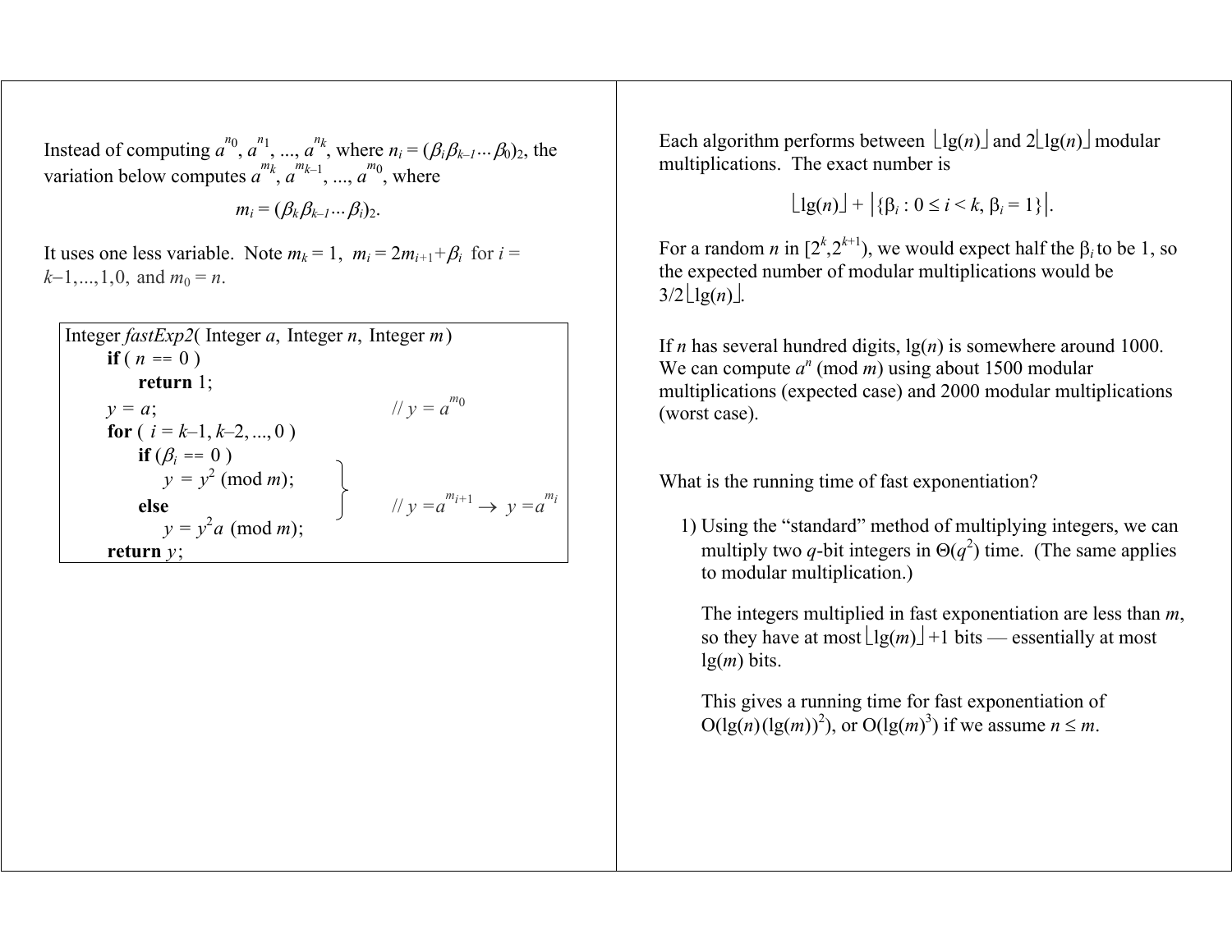Instead of computing $a^{n_0}, a^{n_1}, ..., a^{n_k}$, where $n_i = (\beta_i \beta_{k-1} \cdots \beta_0)_2$, the variation below computes $a^{m_k}, a^{m_{k-1}}, ..., a^{m_0}$, where

$$m_i = (\beta_k \beta_{k-1} \cdots \beta_i)_2.$$

It uses one less variable. Note $m_k = 1$, $m_i = 2m_{i+1} + \beta_i$ for $i = k-1,...,1,0$, and $m_0 = n$.

```
Integer fastExp2( Integer a, Integer n, Integer m)
    if ( n == 0 )
        return 1;
    y = a;                                // y = a^(m_0)
    for ( i = k–1, k–2, ..., 0 )
        if (β_i == 0 )
            y = y^2 (mod m);
        else                              // y = a^(m_(i+1)) → y = a^(m_i)
            y = y^2 a (mod m);
    return y;
```

Each algorithm performs between $\lfloor \lg(n) \rfloor$ and $2\lfloor \lg(n) \rfloor$ modular multiplications. The exact number is

$$\lfloor \lg(n) \rfloor + \left| \{ \beta_i : 0 \le i < k, \beta_i = 1 \} \right|.$$

For a random $n$ in $[2^k, 2^{k+1})$, we would expect half the $\beta_i$ to be 1, so the expected number of modular multiplications would be $3/2\lfloor \lg(n) \rfloor$.

If $n$ has several hundred digits, $\lg(n)$ is somewhere around 1000. We can compute $a^n \pmod{m}$ using about 1500 modular multiplications (expected case) and 2000 modular multiplications (worst case).

What is the running time of fast exponentiation?

1) Using the "standard" method of multiplying integers, we can multiply two $q$-bit integers in $\Theta(q^2)$ time. (The same applies to modular multiplication.)

   The integers multiplied in fast exponentiation are less than $m$, so they have at most $\lfloor \lg(m) \rfloor + 1$ bits — essentially at most $\lg(m)$ bits.

   This gives a running time for fast exponentiation of $O(\lg(n)(\lg(m))^2)$, or $O(\lg(m)^3)$ if we assume $n \le m$.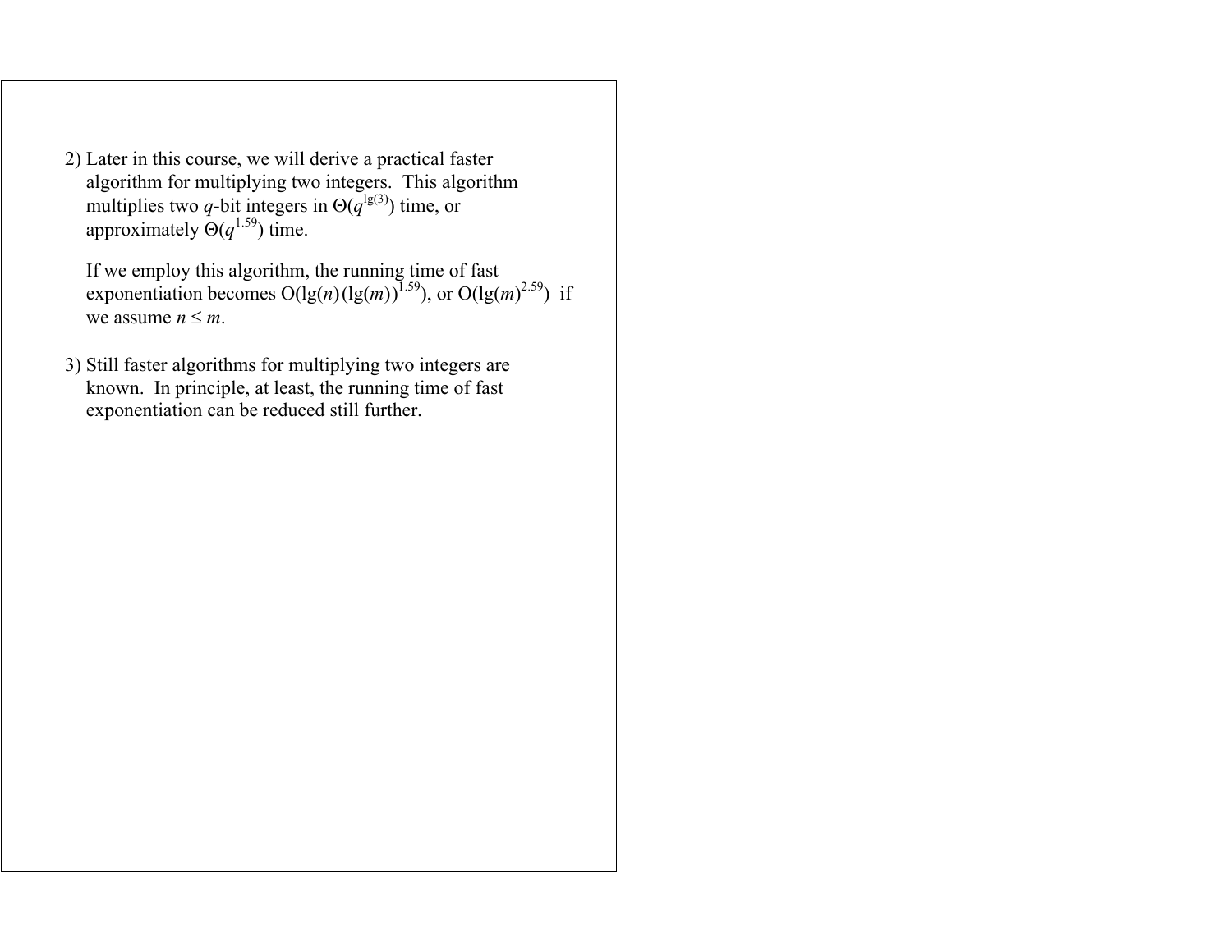2) Later in this course, we will derive a practical faster algorithm for multiplying two integers. This algorithm multiplies two $q$-bit integers in $\Theta(q^{\lg(3)})$ time, or approximately $\Theta(q^{1.59})$ time.

   If we employ this algorithm, the running time of fast exponentiation becomes $O(\lg(n)(\lg(m))^{1.59})$, or $O(\lg(m)^{2.59})$ if we assume $n \le m$.

3) Still faster algorithms for multiplying two integers are known. In principle, at least, the running time of fast exponentiation can be reduced still further.